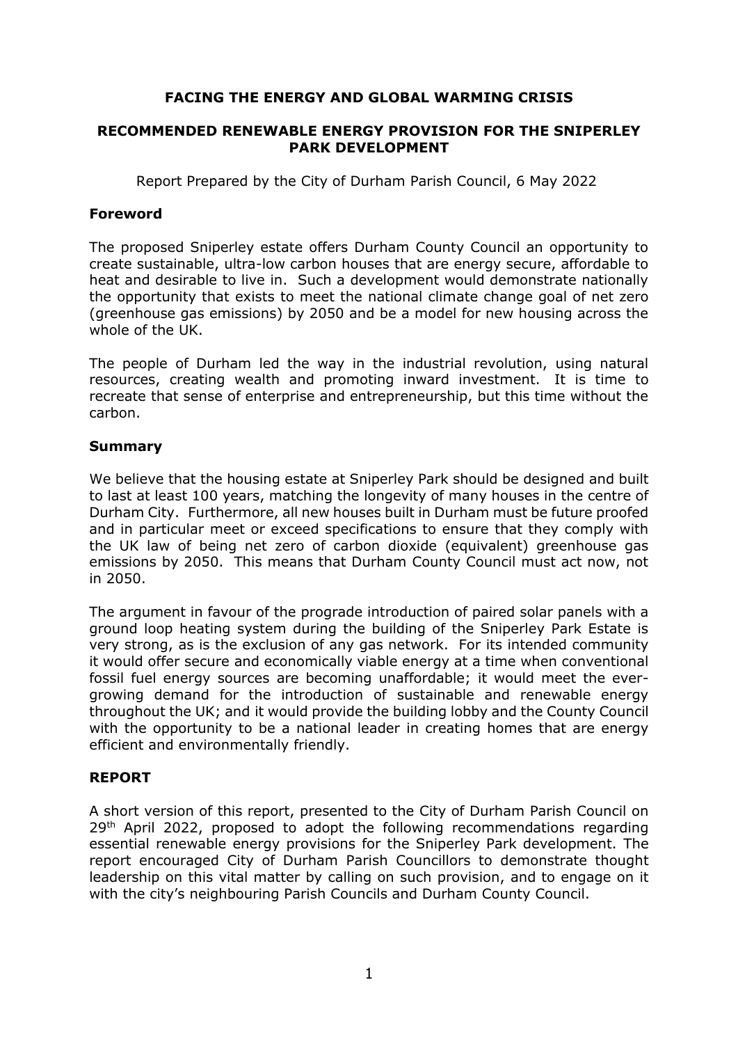# FACING THE ENERGY AND GLOBAL WARMING CRISIS

## RECOMMENDED RENEWABLE ENERGY PROVISION FOR THE SNIPERLEY PARK DEVELOPMENT

Report Prepared by the City of Durham Parish Council, 6 May 2022

### Foreword

The proposed Sniperley estate offers Durham County Council an opportunity to create sustainable, ultra-low carbon houses that are energy secure, affordable to heat and desirable to live in. Such a development would demonstrate nationally the opportunity that exists to meet the national climate change goal of net zero (greenhouse gas emissions) by 2050 and be a model for new housing across the whole of the UK.

The people of Durham led the way in the industrial revolution, using natural resources, creating wealth and promoting inward investment. It is time to recreate that sense of enterprise and entrepreneurship, but this time without the carbon.

### Summary

We believe that the housing estate at Sniperley Park should be designed and built to last at least 100 years, matching the longevity of many houses in the centre of Durham City. Furthermore, all new houses built in Durham must be future proofed and in particular meet or exceed specifications to ensure that they comply with the UK law of being net zero of carbon dioxide (equivalent) greenhouse gas emissions by 2050. This means that Durham County Council must act now, not in 2050.

The argument in favour of the prograde introduction of paired solar panels with a ground loop heating system during the building of the Sniperley Park Estate is very strong, as is the exclusion of any gas network. For its intended community it would offer secure and economically viable energy at a time when conventional fossil fuel energy sources are becoming unaffordable; it would meet the ever-growing demand for the introduction of sustainable and renewable energy throughout the UK; and it would provide the building lobby and the County Council with the opportunity to be a national leader in creating homes that are energy efficient and environmentally friendly.

### REPORT

A short version of this report, presented to the City of Durham Parish Council on 29th April 2022, proposed to adopt the following recommendations regarding essential renewable energy provisions for the Sniperley Park development. The report encouraged City of Durham Parish Councillors to demonstrate thought leadership on this vital matter by calling on such provision, and to engage on it with the city's neighbouring Parish Councils and Durham County Council.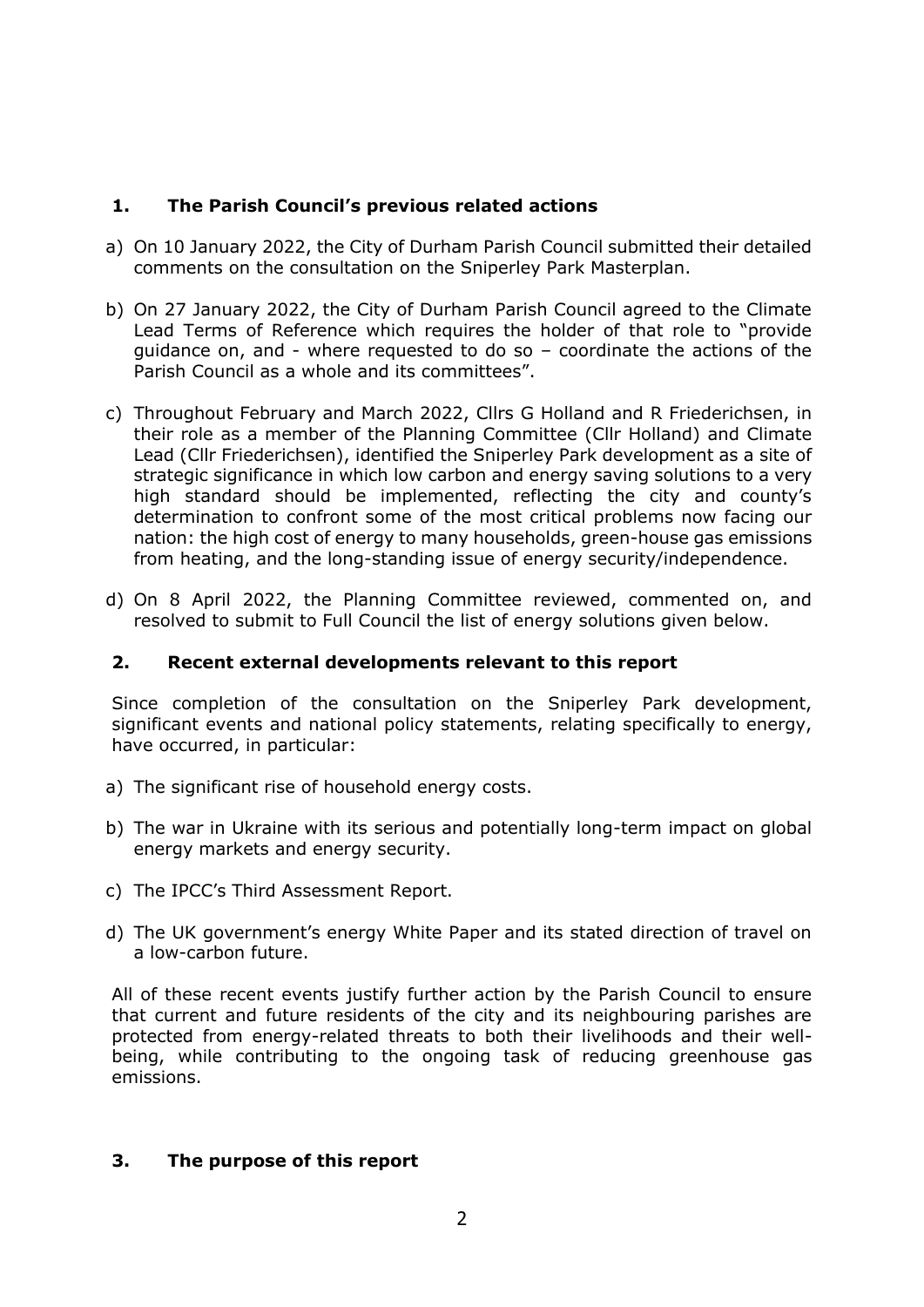## 1. The Parish Council's previous related actions

a) On 10 January 2022, the City of Durham Parish Council submitted their detailed comments on the consultation on the Sniperley Park Masterplan.

b) On 27 January 2022, the City of Durham Parish Council agreed to the Climate Lead Terms of Reference which requires the holder of that role to "provide guidance on, and - where requested to do so – coordinate the actions of the Parish Council as a whole and its committees".

c) Throughout February and March 2022, Cllrs G Holland and R Friederichsen, in their role as a member of the Planning Committee (Cllr Holland) and Climate Lead (Cllr Friederichsen), identified the Sniperley Park development as a site of strategic significance in which low carbon and energy saving solutions to a very high standard should be implemented, reflecting the city and county's determination to confront some of the most critical problems now facing our nation: the high cost of energy to many households, green-house gas emissions from heating, and the long-standing issue of energy security/independence.

d) On 8 April 2022, the Planning Committee reviewed, commented on, and resolved to submit to Full Council the list of energy solutions given below.

## 2. Recent external developments relevant to this report

Since completion of the consultation on the Sniperley Park development, significant events and national policy statements, relating specifically to energy, have occurred, in particular:

a) The significant rise of household energy costs.

b) The war in Ukraine with its serious and potentially long-term impact on global energy markets and energy security.

c) The IPCC's Third Assessment Report.

d) The UK government's energy White Paper and its stated direction of travel on a low-carbon future.

All of these recent events justify further action by the Parish Council to ensure that current and future residents of the city and its neighbouring parishes are protected from energy-related threats to both their livelihoods and their well-being, while contributing to the ongoing task of reducing greenhouse gas emissions.

## 3. The purpose of this report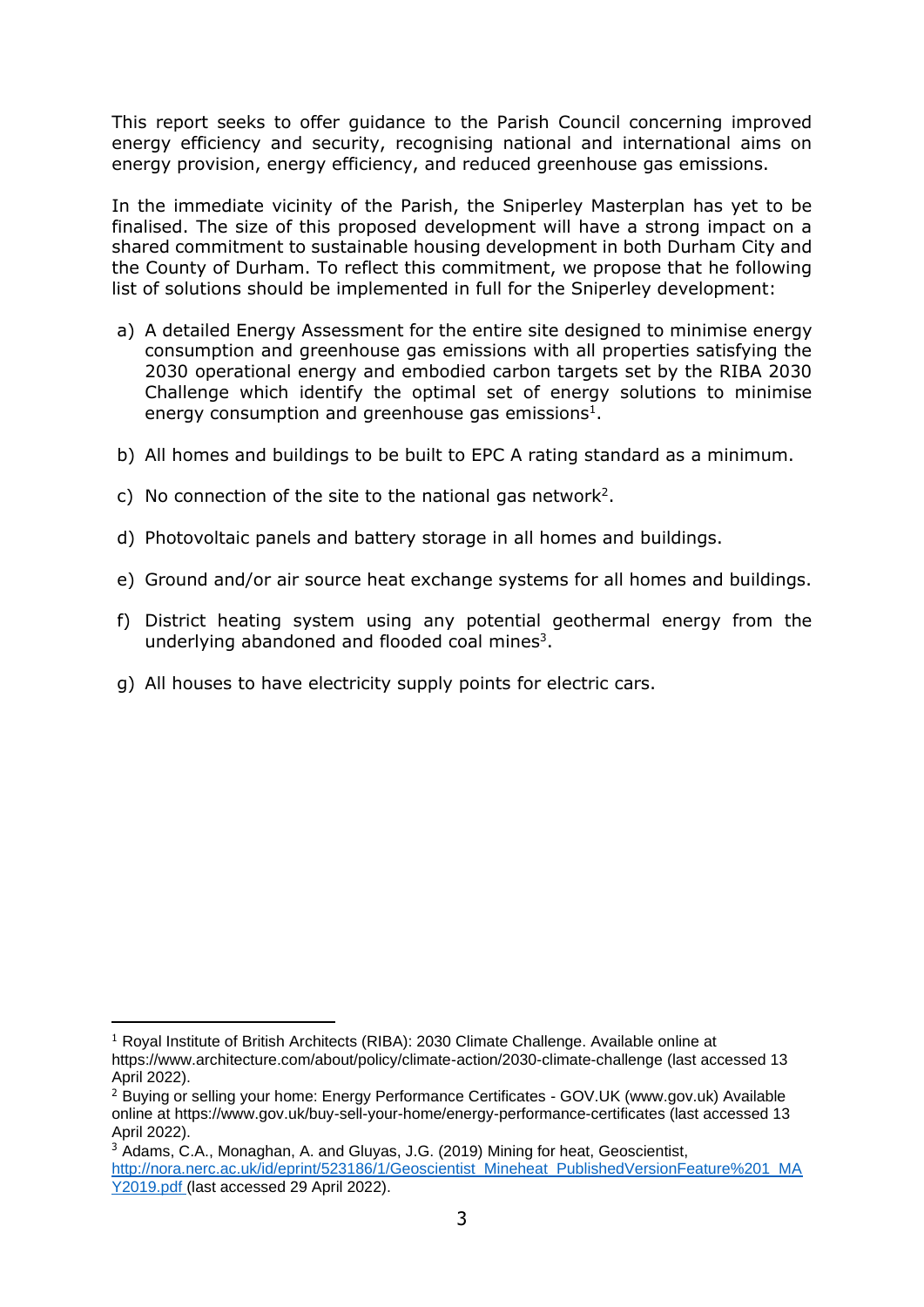This report seeks to offer guidance to the Parish Council concerning improved energy efficiency and security, recognising national and international aims on energy provision, energy efficiency, and reduced greenhouse gas emissions.

In the immediate vicinity of the Parish, the Sniperley Masterplan has yet to be finalised. The size of this proposed development will have a strong impact on a shared commitment to sustainable housing development in both Durham City and the County of Durham. To reflect this commitment, we propose that he following list of solutions should be implemented in full for the Sniperley development:

a) A detailed Energy Assessment for the entire site designed to minimise energy consumption and greenhouse gas emissions with all properties satisfying the 2030 operational energy and embodied carbon targets set by the RIBA 2030 Challenge which identify the optimal set of energy solutions to minimise energy consumption and greenhouse gas emissions[1].

b) All homes and buildings to be built to EPC A rating standard as a minimum.

c) No connection of the site to the national gas network[2].

d) Photovoltaic panels and battery storage in all homes and buildings.

e) Ground and/or air source heat exchange systems for all homes and buildings.

f) District heating system using any potential geothermal energy from the underlying abandoned and flooded coal mines[3].

g) All houses to have electricity supply points for electric cars.

---

[1] Royal Institute of British Architects (RIBA): 2030 Climate Challenge. Available online at https://www.architecture.com/about/policy/climate-action/2030-climate-challenge (last accessed 13 April 2022).

[2] Buying or selling your home: Energy Performance Certificates - GOV.UK (www.gov.uk) Available online at https://www.gov.uk/buy-sell-your-home/energy-performance-certificates (last accessed 13 April 2022).

[3] Adams, C.A., Monaghan, A. and Gluyas, J.G. (2019) Mining for heat, Geoscientist, http://nora.nerc.ac.uk/id/eprint/523186/1/Geoscientist_Mineheat_PublishedVersionFeature%201_MAY2019.pdf (last accessed 29 April 2022).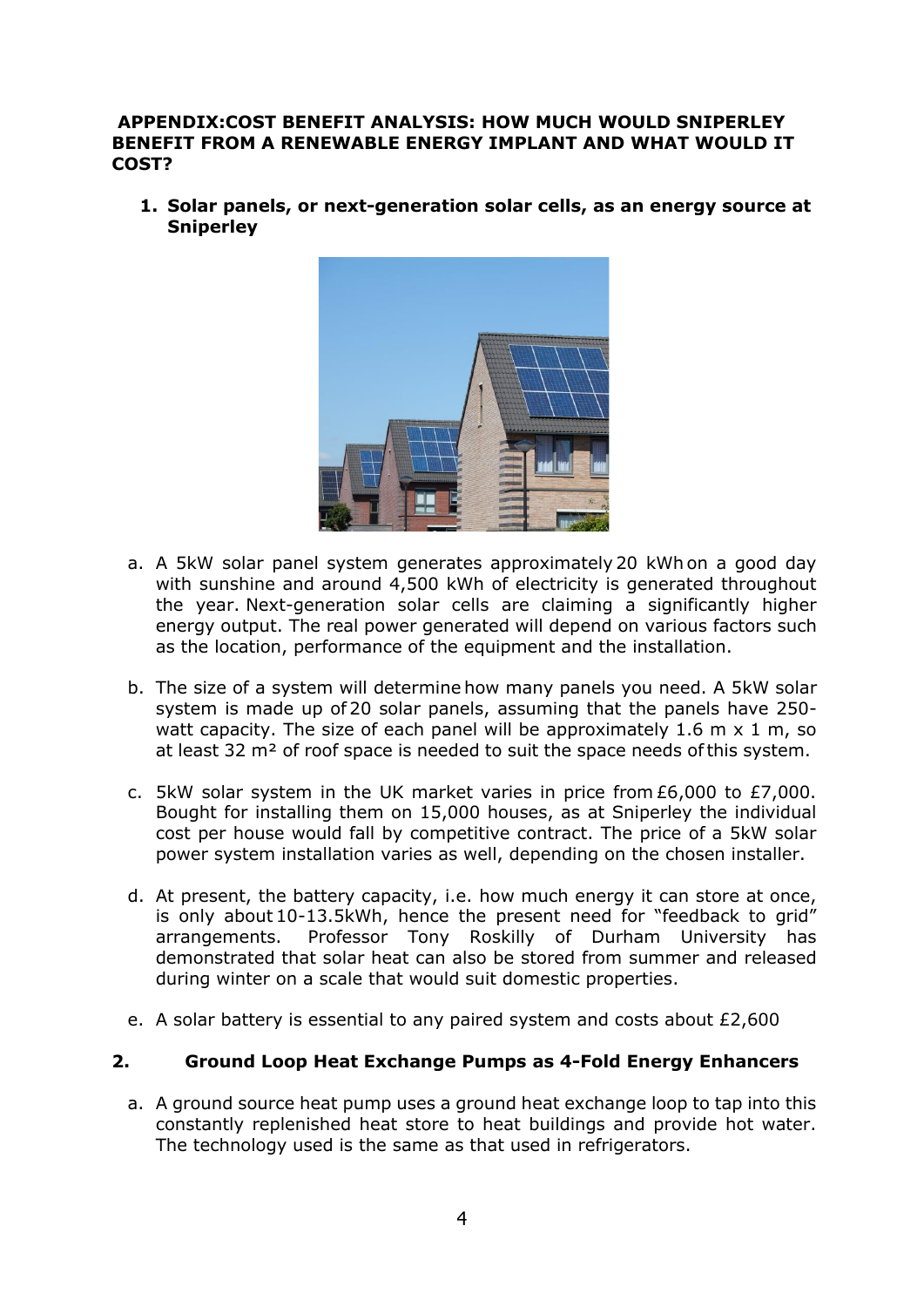**APPENDIX:COST BENEFIT ANALYSIS: HOW MUCH WOULD SNIPERLEY BENEFIT FROM A RENEWABLE ENERGY IMPLANT AND WHAT WOULD IT COST?**

1. **Solar panels, or next-generation solar cells, as an energy source at Sniperley**

   a. A 5kW solar panel system generates approximately 20 kWh on a good day with sunshine and around 4,500 kWh of electricity is generated throughout the year. Next-generation solar cells are claiming a significantly higher energy output. The real power generated will depend on various factors such as the location, performance of the equipment and the installation.

   b. The size of a system will determine how many panels you need. A 5kW solar system is made up of 20 solar panels, assuming that the panels have 250-watt capacity. The size of each panel will be approximately 1.6 m x 1 m, so at least 32 m² of roof space is needed to suit the space needs of this system.

   c. 5kW solar system in the UK market varies in price from £6,000 to £7,000. Bought for installing them on 15,000 houses, as at Sniperley the individual cost per house would fall by competitive contract. The price of a 5kW solar power system installation varies as well, depending on the chosen installer.

   d. At present, the battery capacity, i.e. how much energy it can store at once, is only about 10-13.5kWh, hence the present need for "feedback to grid" arrangements. Professor Tony Roskilly of Durham University has demonstrated that solar heat can also be stored from summer and released during winter on a scale that would suit domestic properties.

   e. A solar battery is essential to any paired system and costs about £2,600

2. **Ground Loop Heat Exchange Pumps as 4-Fold Energy Enhancers**

   a. A ground source heat pump uses a ground heat exchange loop to tap into this constantly replenished heat store to heat buildings and provide hot water. The technology used is the same as that used in refrigerators.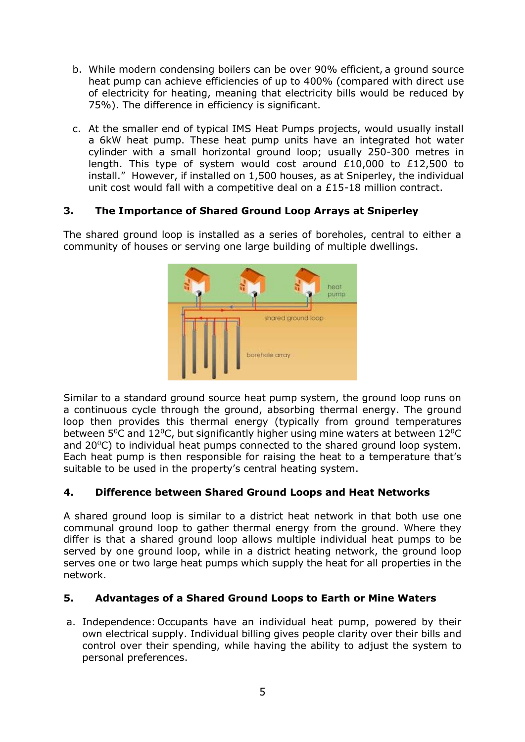b. While modern condensing boilers can be over 90% efficient, a ground source heat pump can achieve efficiencies of up to 400% (compared with direct use of electricity for heating, meaning that electricity bills would be reduced by 75%). The difference in efficiency is significant.

c. At the smaller end of typical IMS Heat Pumps projects, would usually install a 6kW heat pump. These heat pump units have an integrated hot water cylinder with a small horizontal ground loop; usually 250-300 metres in length. This type of system would cost around £10,000 to £12,500 to install." However, if installed on 1,500 houses, as at Sniperley, the individual unit cost would fall with a competitive deal on a £15-18 million contract.

### 3. The Importance of Shared Ground Loop Arrays at Sniperley

The shared ground loop is installed as a series of boreholes, central to either a community of houses or serving one large building of multiple dwellings.

Similar to a standard ground source heat pump system, the ground loop runs on a continuous cycle through the ground, absorbing thermal energy. The ground loop then provides this thermal energy (typically from ground temperatures between 5$^0$C and 12$^0$C, but significantly higher using mine waters at between 12$^0$C and 20$^0$C) to individual heat pumps connected to the shared ground loop system. Each heat pump is then responsible for raising the heat to a temperature that's suitable to be used in the property's central heating system.

### 4. Difference between Shared Ground Loops and Heat Networks

A shared ground loop is similar to a district heat network in that both use one communal ground loop to gather thermal energy from the ground. Where they differ is that a shared ground loop allows multiple individual heat pumps to be served by one ground loop, while in a district heating network, the ground loop serves one or two large heat pumps which supply the heat for all properties in the network.

### 5. Advantages of a Shared Ground Loops to Earth or Mine Waters

a. Independence: Occupants have an individual heat pump, powered by their own electrical supply. Individual billing gives people clarity over their bills and control over their spending, while having the ability to adjust the system to personal preferences.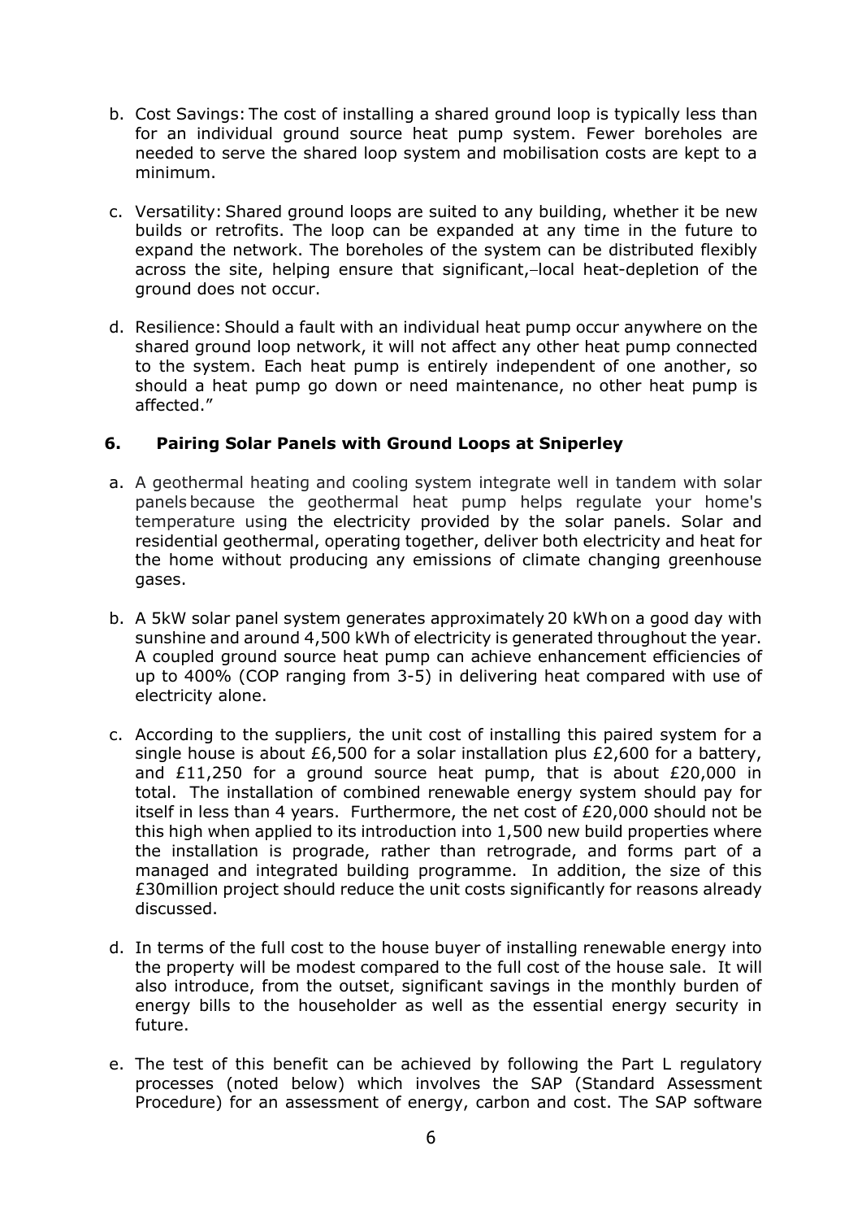b. Cost Savings: The cost of installing a shared ground loop is typically less than for an individual ground source heat pump system. Fewer boreholes are needed to serve the shared loop system and mobilisation costs are kept to a minimum.

c. Versatility: Shared ground loops are suited to any building, whether it be new builds or retrofits. The loop can be expanded at any time in the future to expand the network. The boreholes of the system can be distributed flexibly across the site, helping ensure that significant,–local heat-depletion of the ground does not occur.

d. Resilience: Should a fault with an individual heat pump occur anywhere on the shared ground loop network, it will not affect any other heat pump connected to the system. Each heat pump is entirely independent of one another, so should a heat pump go down or need maintenance, no other heat pump is affected."

## 6. Pairing Solar Panels with Ground Loops at Sniperley

a. A geothermal heating and cooling system integrate well in tandem with solar panels because the geothermal heat pump helps regulate your home's temperature using the electricity provided by the solar panels. Solar and residential geothermal, operating together, deliver both electricity and heat for the home without producing any emissions of climate changing greenhouse gases.

b. A 5kW solar panel system generates approximately 20 kWh on a good day with sunshine and around 4,500 kWh of electricity is generated throughout the year. A coupled ground source heat pump can achieve enhancement efficiencies of up to 400% (COP ranging from 3-5) in delivering heat compared with use of electricity alone.

c. According to the suppliers, the unit cost of installing this paired system for a single house is about £6,500 for a solar installation plus £2,600 for a battery, and £11,250 for a ground source heat pump, that is about £20,000 in total. The installation of combined renewable energy system should pay for itself in less than 4 years. Furthermore, the net cost of £20,000 should not be this high when applied to its introduction into 1,500 new build properties where the installation is prograde, rather than retrograde, and forms part of a managed and integrated building programme. In addition, the size of this £30million project should reduce the unit costs significantly for reasons already discussed.

d. In terms of the full cost to the house buyer of installing renewable energy into the property will be modest compared to the full cost of the house sale. It will also introduce, from the outset, significant savings in the monthly burden of energy bills to the householder as well as the essential energy security in future.

e. The test of this benefit can be achieved by following the Part L regulatory processes (noted below) which involves the SAP (Standard Assessment Procedure) for an assessment of energy, carbon and cost. The SAP software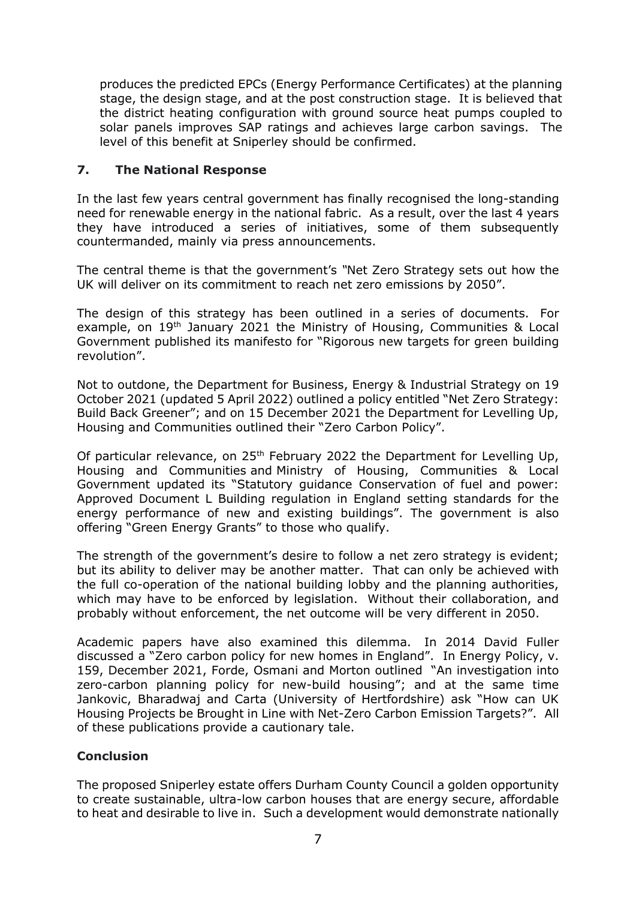produces the predicted EPCs (Energy Performance Certificates) at the planning stage, the design stage, and at the post construction stage. It is believed that the district heating configuration with ground source heat pumps coupled to solar panels improves SAP ratings and achieves large carbon savings. The level of this benefit at Sniperley should be confirmed.

## 7. The National Response

In the last few years central government has finally recognised the long-standing need for renewable energy in the national fabric. As a result, over the last 4 years they have introduced a series of initiatives, some of them subsequently countermanded, mainly via press announcements.

The central theme is that the government's "Net Zero Strategy sets out how the UK will deliver on its commitment to reach net zero emissions by 2050".

The design of this strategy has been outlined in a series of documents. For example, on 19th January 2021 the Ministry of Housing, Communities & Local Government published its manifesto for "Rigorous new targets for green building revolution".

Not to outdone, the Department for Business, Energy & Industrial Strategy on 19 October 2021 (updated 5 April 2022) outlined a policy entitled "Net Zero Strategy: Build Back Greener"; and on 15 December 2021 the Department for Levelling Up, Housing and Communities outlined their "Zero Carbon Policy".

Of particular relevance, on 25th February 2022 the Department for Levelling Up, Housing and Communities and Ministry of Housing, Communities & Local Government updated its "Statutory guidance Conservation of fuel and power: Approved Document L Building regulation in England setting standards for the energy performance of new and existing buildings". The government is also offering "Green Energy Grants" to those who qualify.

The strength of the government's desire to follow a net zero strategy is evident; but its ability to deliver may be another matter. That can only be achieved with the full co-operation of the national building lobby and the planning authorities, which may have to be enforced by legislation. Without their collaboration, and probably without enforcement, the net outcome will be very different in 2050.

Academic papers have also examined this dilemma. In 2014 David Fuller discussed a "Zero carbon policy for new homes in England". In Energy Policy, v. 159, December 2021, Forde, Osmani and Morton outlined "An investigation into zero-carbon planning policy for new-build housing"; and at the same time Jankovic, Bharadwaj and Carta (University of Hertfordshire) ask "How can UK Housing Projects be Brought in Line with Net-Zero Carbon Emission Targets?". All of these publications provide a cautionary tale.

## Conclusion

The proposed Sniperley estate offers Durham County Council a golden opportunity to create sustainable, ultra-low carbon houses that are energy secure, affordable to heat and desirable to live in. Such a development would demonstrate nationally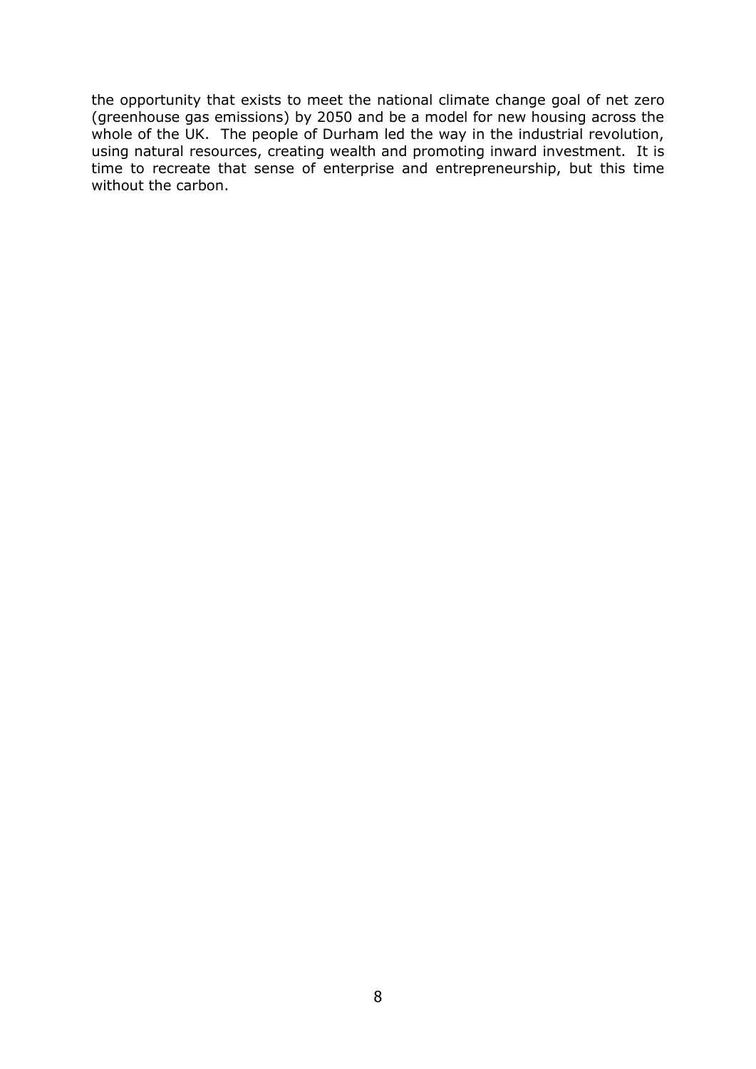the opportunity that exists to meet the national climate change goal of net zero (greenhouse gas emissions) by 2050 and be a model for new housing across the whole of the UK. The people of Durham led the way in the industrial revolution, using natural resources, creating wealth and promoting inward investment. It is time to recreate that sense of enterprise and entrepreneurship, but this time without the carbon.